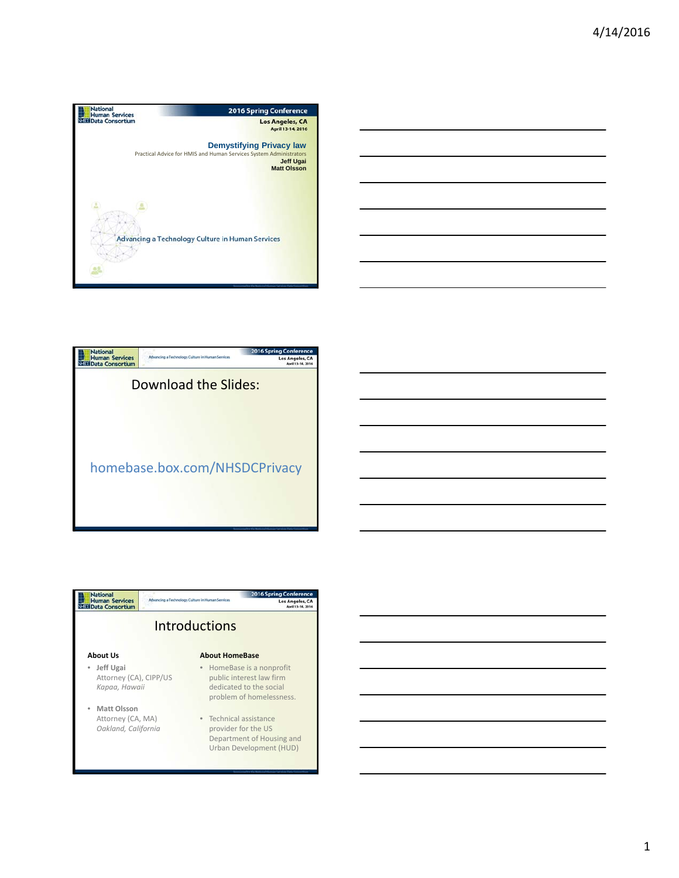## Demystifying Privacy law

Practical Advice for HMIS and Human Services System Administrators

**Jeff Ugai**
**Matt Olsson**

National Human Services Data Consortium — 2016 Spring Conference, Los Angeles, CA, April 13-14, 2016

Advancing a Technology Culture in Human Services

## Download the Slides:

homebase.box.com/NHSDCPrivacy

## Introductions

**About Us**

- **Jeff Ugai**
  Attorney (CA), CIPP/US
  *Kapaa, Hawaii*
- **Matt Olsson**
  Attorney (CA, MA)
  *Oakland, California*

**About HomeBase**

- HomeBase is a nonprofit public interest law firm dedicated to the social problem of homelessness.
- Technical assistance provider for the US Department of Housing and Urban Development (HUD)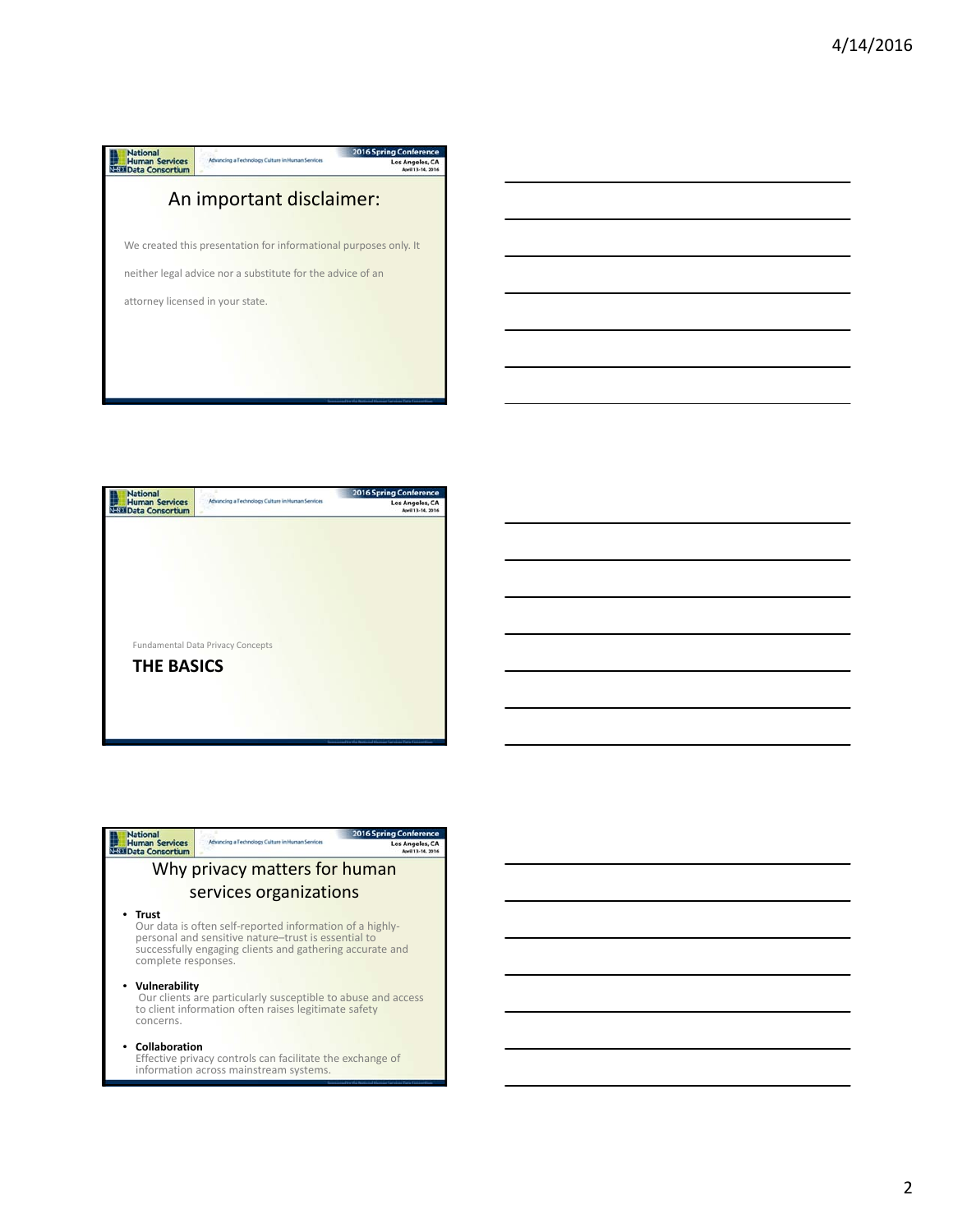## An important disclaimer:

We created this presentation for informational purposes only. It neither legal advice nor a substitute for the advice of an attorney licensed in your state.

Fundamental Data Privacy Concepts

## THE BASICS

## Why privacy matters for human services organizations

- **Trust**
  Our data is often self-reported information of a highly-personal and sensitive nature–trust is essential to successfully engaging clients and gathering accurate and complete responses.
- **Vulnerability**
  Our clients are particularly susceptible to abuse and access to client information often raises legitimate safety concerns.
- **Collaboration**
  Effective privacy controls can facilitate the exchange of information across mainstream systems.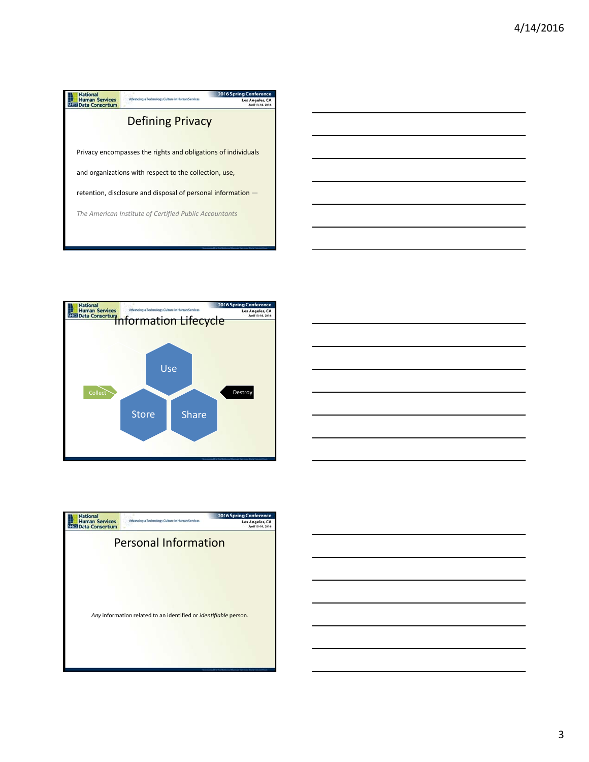## Defining Privacy

Privacy encompasses the rights and obligations of individuals and organizations with respect to the collection, use, retention, disclosure and disposal of personal information —

*The American Institute of Certified Public Accountants*

## Information Lifecycle

Collect

Use

Store

Share

Destroy

## Personal Information

*Any* information related to an identified or *identifiable* person.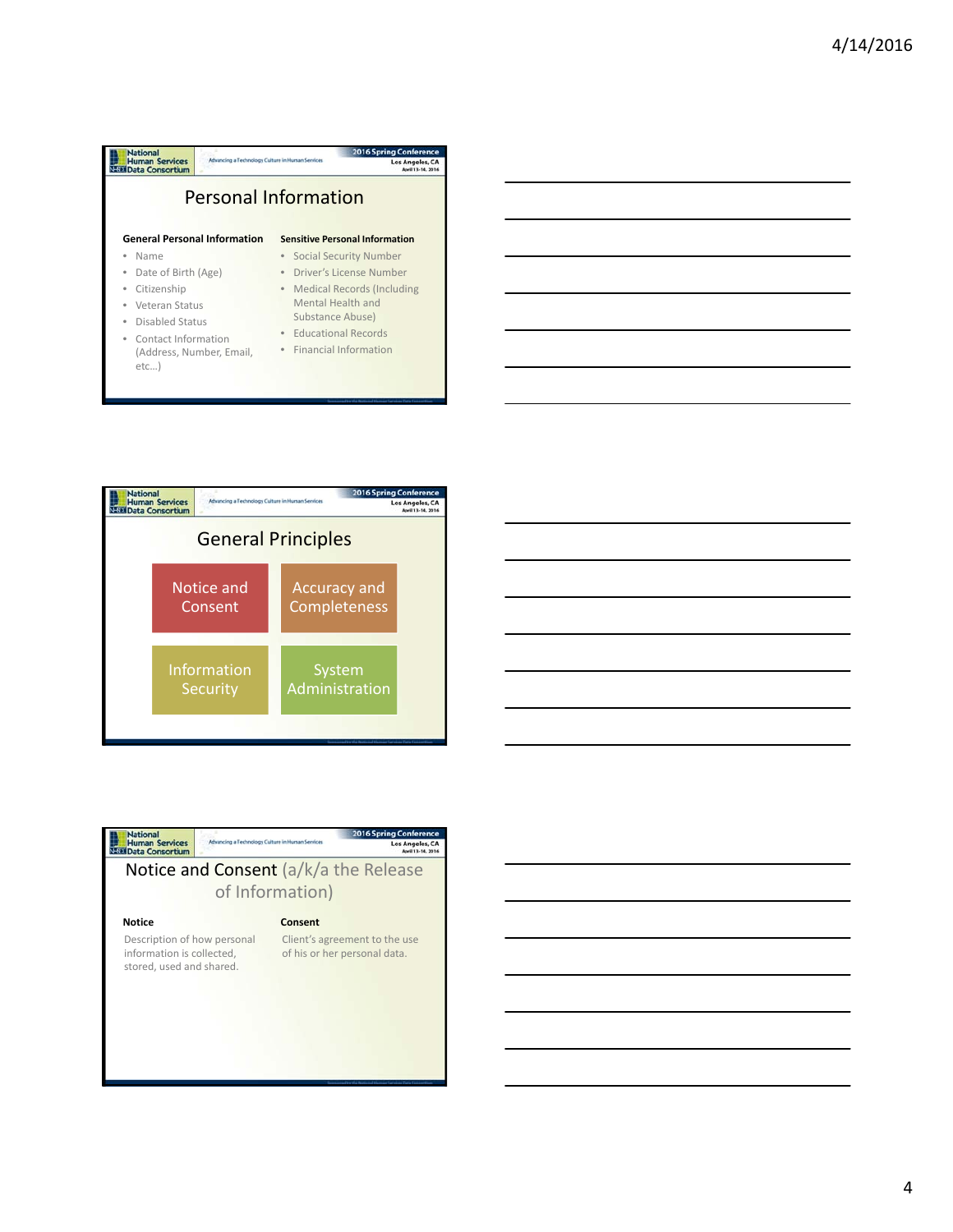## Personal Information

**General Personal Information**

- Name
- Date of Birth (Age)
- Citizenship
- Veteran Status
- Disabled Status
- Contact Information (Address, Number, Email, etc…)

**Sensitive Personal Information**

- Social Security Number
- Driver's License Number
- Medical Records (Including Mental Health and Substance Abuse)
- Educational Records
- Financial Information

## General Principles

- Notice and Consent
- Accuracy and Completeness
- Information Security
- System Administration

## Notice and Consent (a/k/a the Release of Information)

**Notice**

Description of how personal information is collected, stored, used and shared.

**Consent**

Client's agreement to the use of his or her personal data.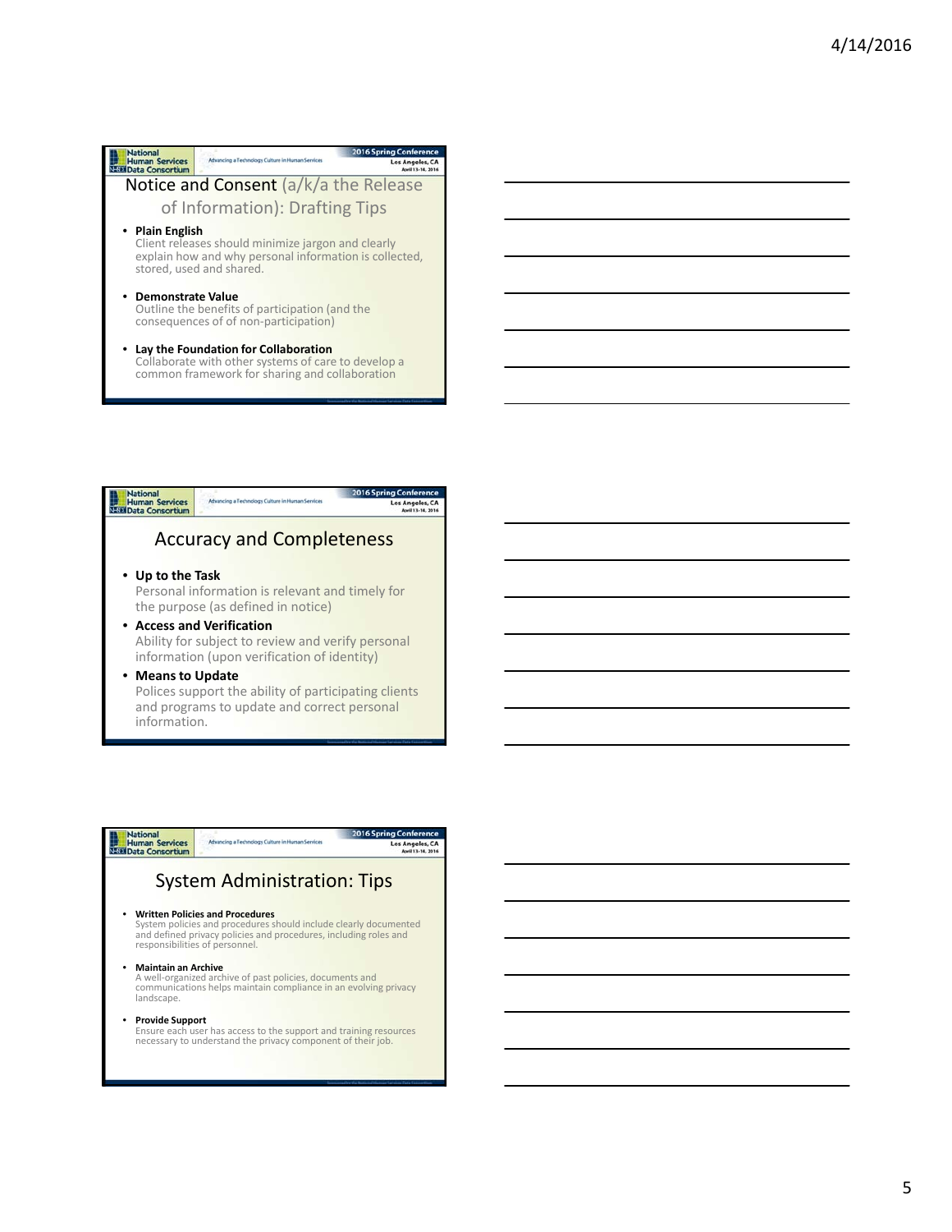## Notice and Consent (a/k/a the Release of Information): Drafting Tips

- **Plain English**
  Client releases should minimize jargon and clearly explain how and why personal information is collected, stored, used and shared.
- **Demonstrate Value**
  Outline the benefits of participation (and the consequences of of non-participation)
- **Lay the Foundation for Collaboration**
  Collaborate with other systems of care to develop a common framework for sharing and collaboration

## Accuracy and Completeness

- **Up to the Task**
  Personal information is relevant and timely for the purpose (as defined in notice)
- **Access and Verification**
  Ability for subject to review and verify personal information (upon verification of identity)
- **Means to Update**
  Polices support the ability of participating clients and programs to update and correct personal information.

## System Administration: Tips

- **Written Policies and Procedures**
  System policies and procedures should include clearly documented and defined privacy policies and procedures, including roles and responsibilities of personnel.
- **Maintain an Archive**
  A well-organized archive of past policies, documents and communications helps maintain compliance in an evolving privacy landscape.
- **Provide Support**
  Ensure each user has access to the support and training resources necessary to understand the privacy component of their job.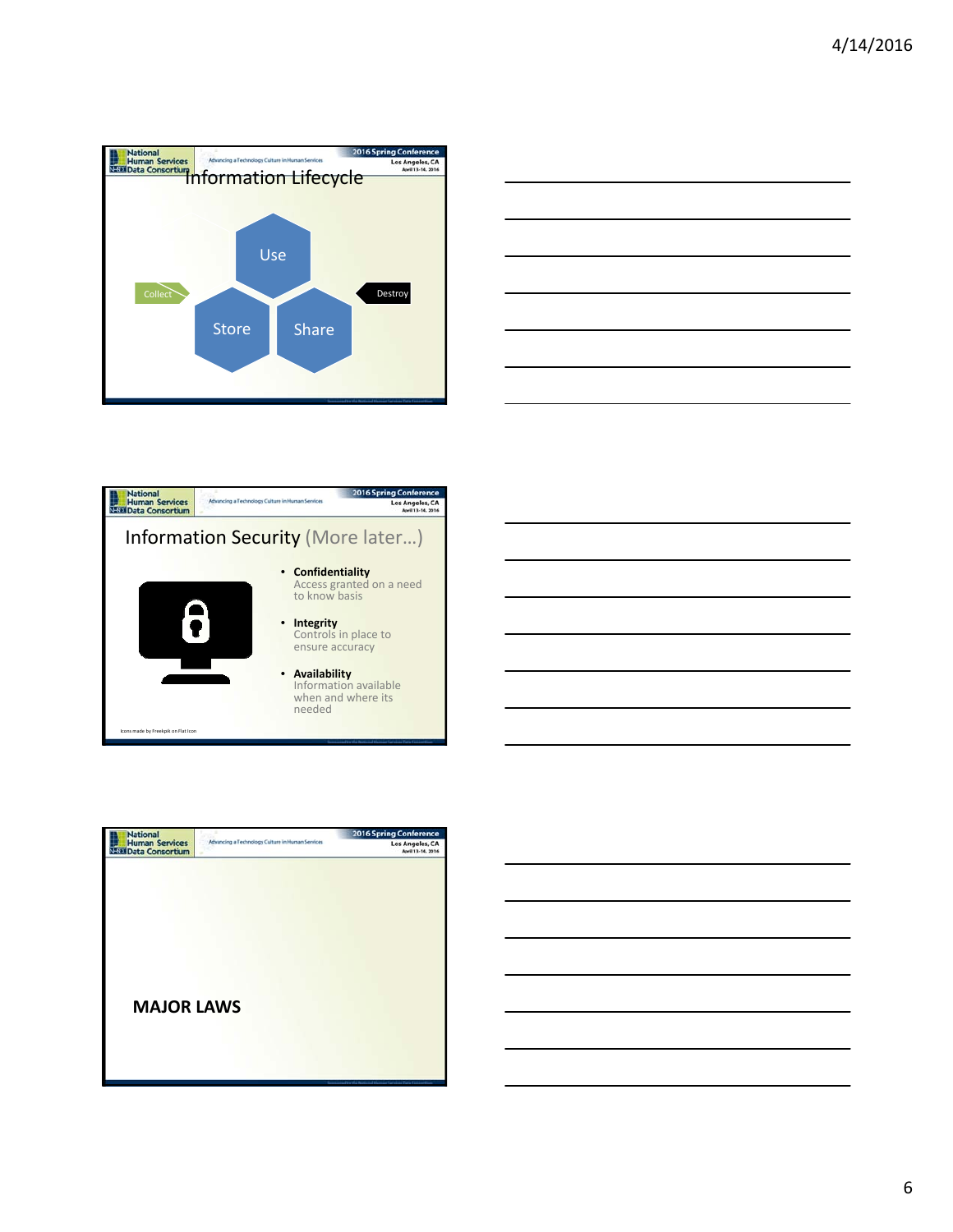## Information Lifecycle

Collect

Use

Store

Share

Destroy

## Information Security (More later…)

- **Confidentiality**
  Access granted on a need to know basis
- **Integrity**
  Controls in place to ensure accuracy
- **Availability**
  Information available when and where its needed

Icons made by Freepik on Flat Icon

## MAJOR LAWS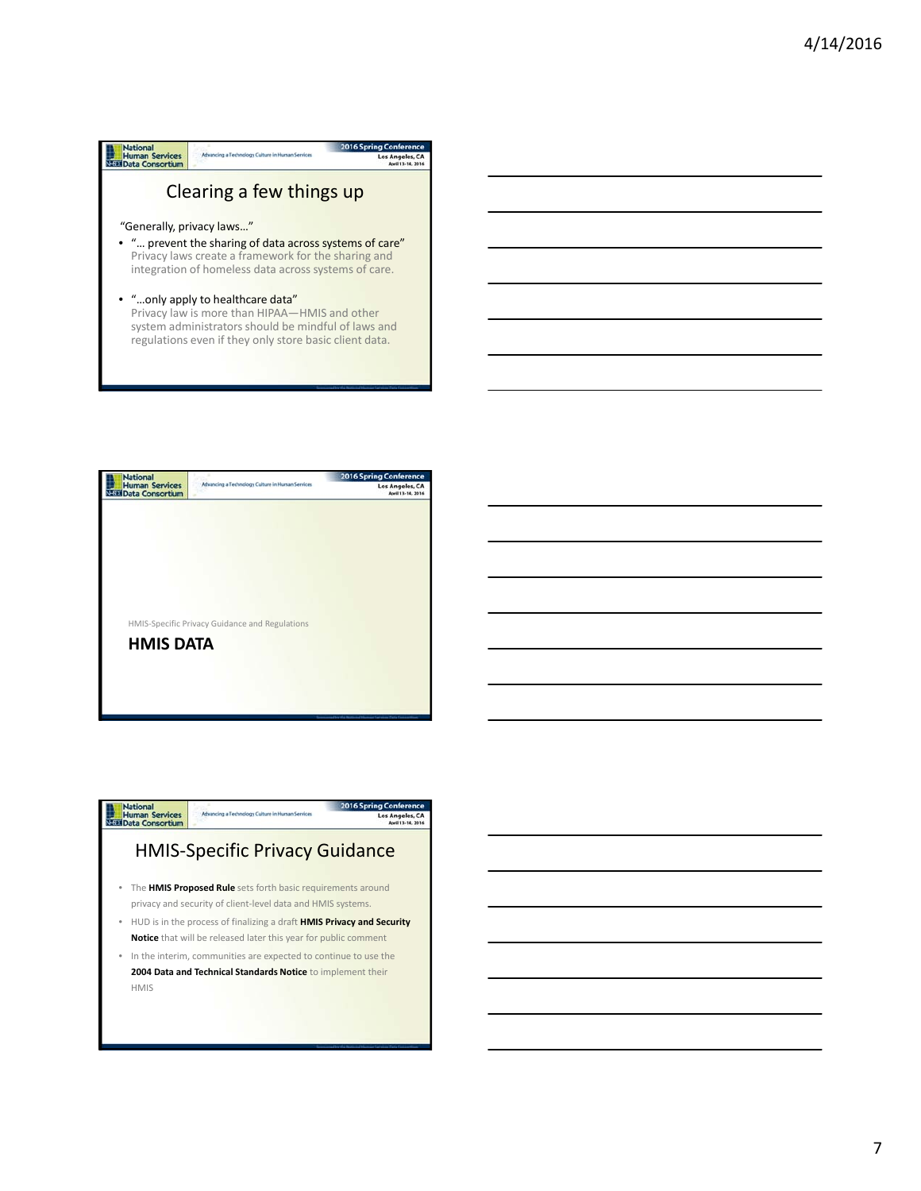## Clearing a few things up

"Generally, privacy laws…"

- "… prevent the sharing of data across systems of care"
  Privacy laws create a framework for the sharing and integration of homeless data across systems of care.
- "…only apply to healthcare data"
  Privacy law is more than HIPAA—HMIS and other system administrators should be mindful of laws and regulations even if they only store basic client data.

HMIS-Specific Privacy Guidance and Regulations

## HMIS DATA

## HMIS-Specific Privacy Guidance

- The **HMIS Proposed Rule** sets forth basic requirements around privacy and security of client-level data and HMIS systems.
- HUD is in the process of finalizing a draft **HMIS Privacy and Security Notice** that will be released later this year for public comment
- In the interim, communities are expected to continue to use the **2004 Data and Technical Standards Notice** to implement their HMIS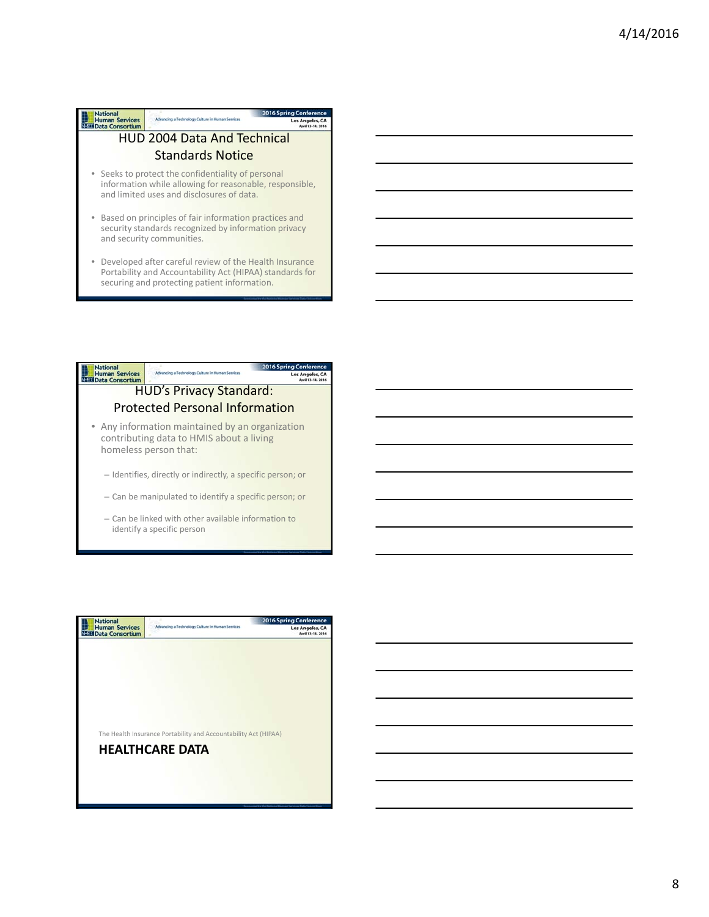## HUD 2004 Data And Technical Standards Notice

- Seeks to protect the confidentiality of personal information while allowing for reasonable, responsible, and limited uses and disclosures of data.
- Based on principles of fair information practices and security standards recognized by information privacy and security communities.
- Developed after careful review of the Health Insurance Portability and Accountability Act (HIPAA) standards for securing and protecting patient information.

## HUD's Privacy Standard: Protected Personal Information

- Any information maintained by an organization contributing data to HMIS about a living homeless person that:
  - Identifies, directly or indirectly, a specific person; or
  - Can be manipulated to identify a specific person; or
  - Can be linked with other available information to identify a specific person

The Health Insurance Portability and Accountability Act (HIPAA)

**HEALTHCARE DATA**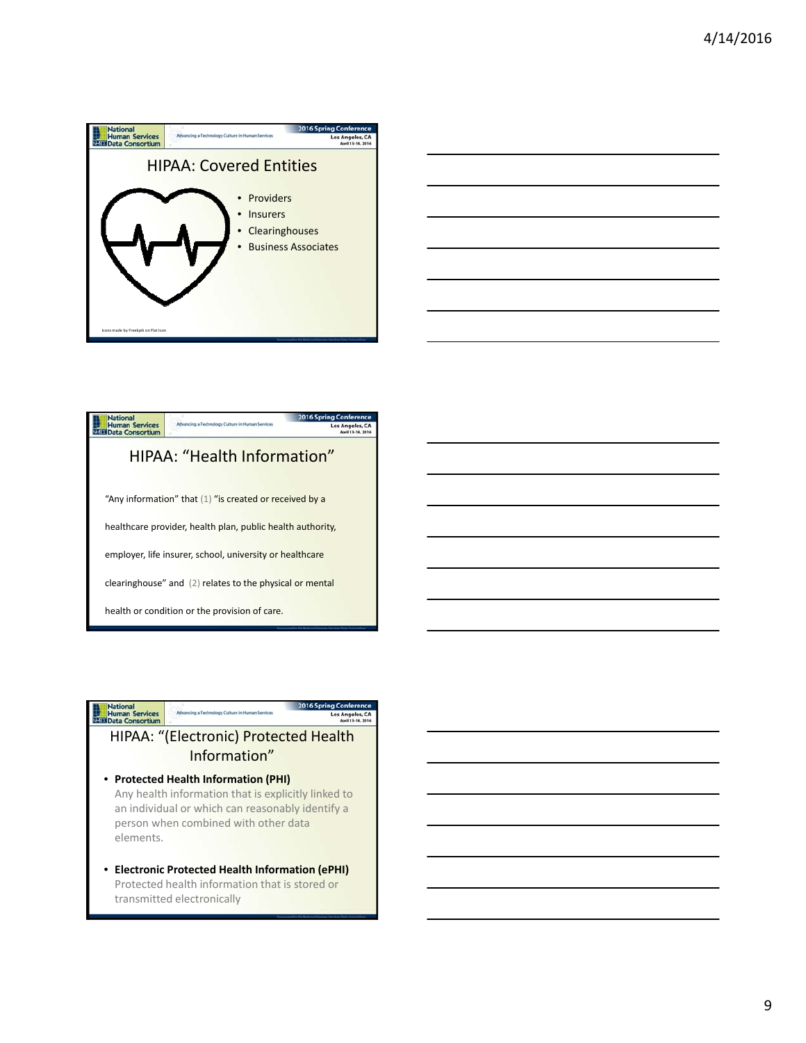## HIPAA: Covered Entities

- Providers
- Insurers
- Clearinghouses
- Business Associates

Icons made by Freepik on Flat Icon

## HIPAA: "Health Information"

"Any information" that (1) "is created or received by a healthcare provider, health plan, public health authority, employer, life insurer, school, university or healthcare clearinghouse" and (2) relates to the physical or mental health or condition or the provision of care.

## HIPAA: "(Electronic) Protected Health Information"

- **Protected Health Information (PHI)**
  Any health information that is explicitly linked to an individual or which can reasonably identify a person when combined with other data elements.

- **Electronic Protected Health Information (ePHI)**
  Protected health information that is stored or transmitted electronically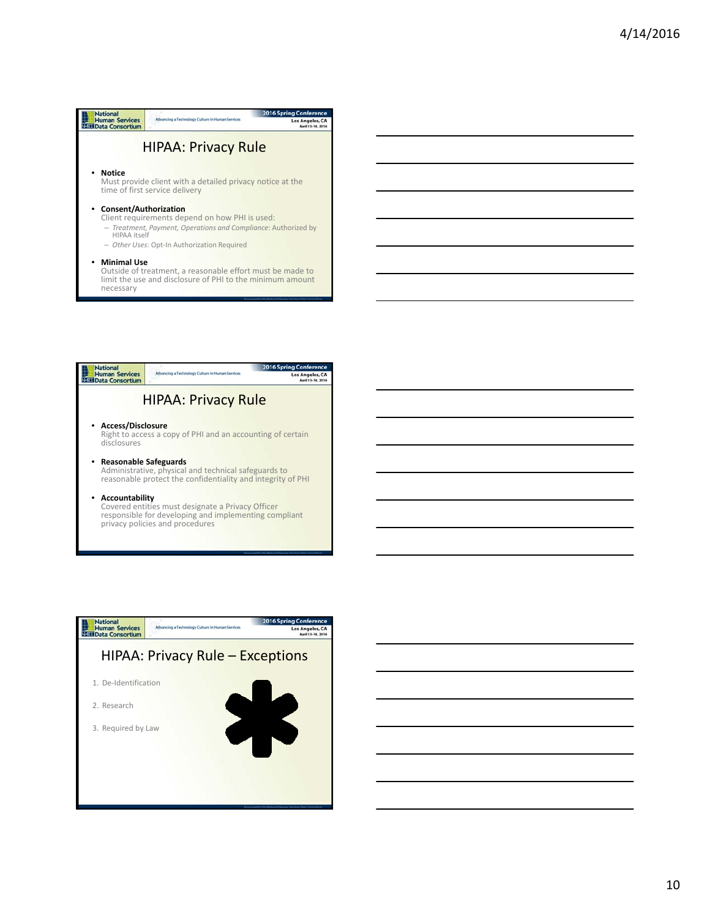## HIPAA: Privacy Rule

- **Notice**
  Must provide client with a detailed privacy notice at the time of first service delivery
- **Consent/Authorization**
  Client requirements depend on how PHI is used:
  - *Treatment, Payment, Operations and Compliance*: Authorized by HIPAA itself
  - *Other Uses*: Opt-In Authorization Required
- **Minimal Use**
  Outside of treatment, a reasonable effort must be made to limit the use and disclosure of PHI to the minimum amount necessary

## HIPAA: Privacy Rule

- **Access/Disclosure**
  Right to access a copy of PHI and an accounting of certain disclosures
- **Reasonable Safeguards**
  Administrative, physical and technical safeguards to reasonable protect the confidentiality and integrity of PHI
- **Accountability**
  Covered entities must designate a Privacy Officer responsible for developing and implementing compliant privacy policies and procedures

## HIPAA: Privacy Rule – Exceptions

1. De-Identification
2. Research
3. Required by Law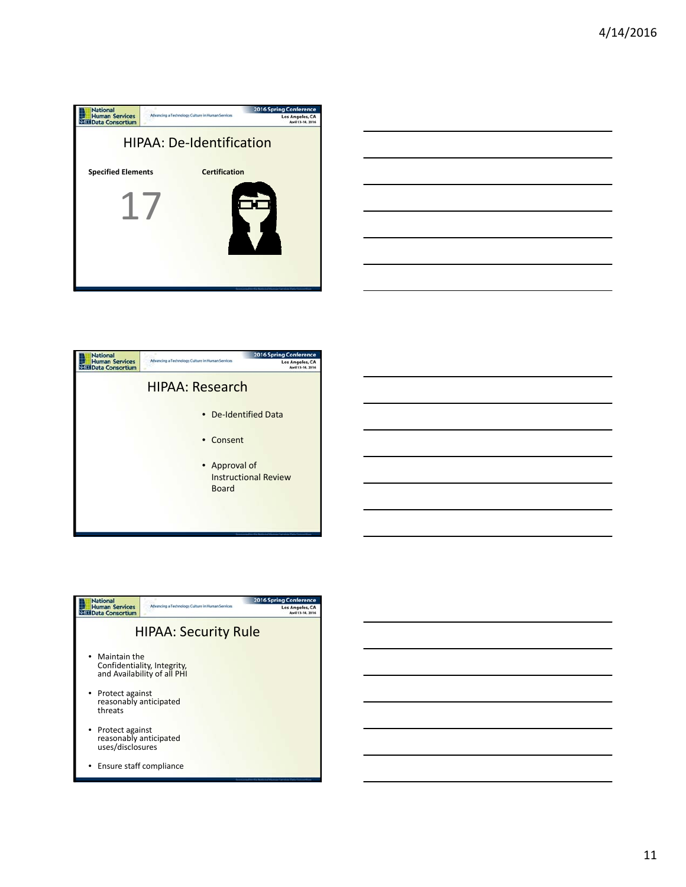## HIPAA: De-Identification

**Specified Elements**

17

**Certification**

## HIPAA: Research

- De-Identified Data
- Consent
- Approval of Instructional Review Board

## HIPAA: Security Rule

- Maintain the Confidentiality, Integrity, and Availability of all PHI
- Protect against reasonably anticipated threats
- Protect against reasonably anticipated uses/disclosures
- Ensure staff compliance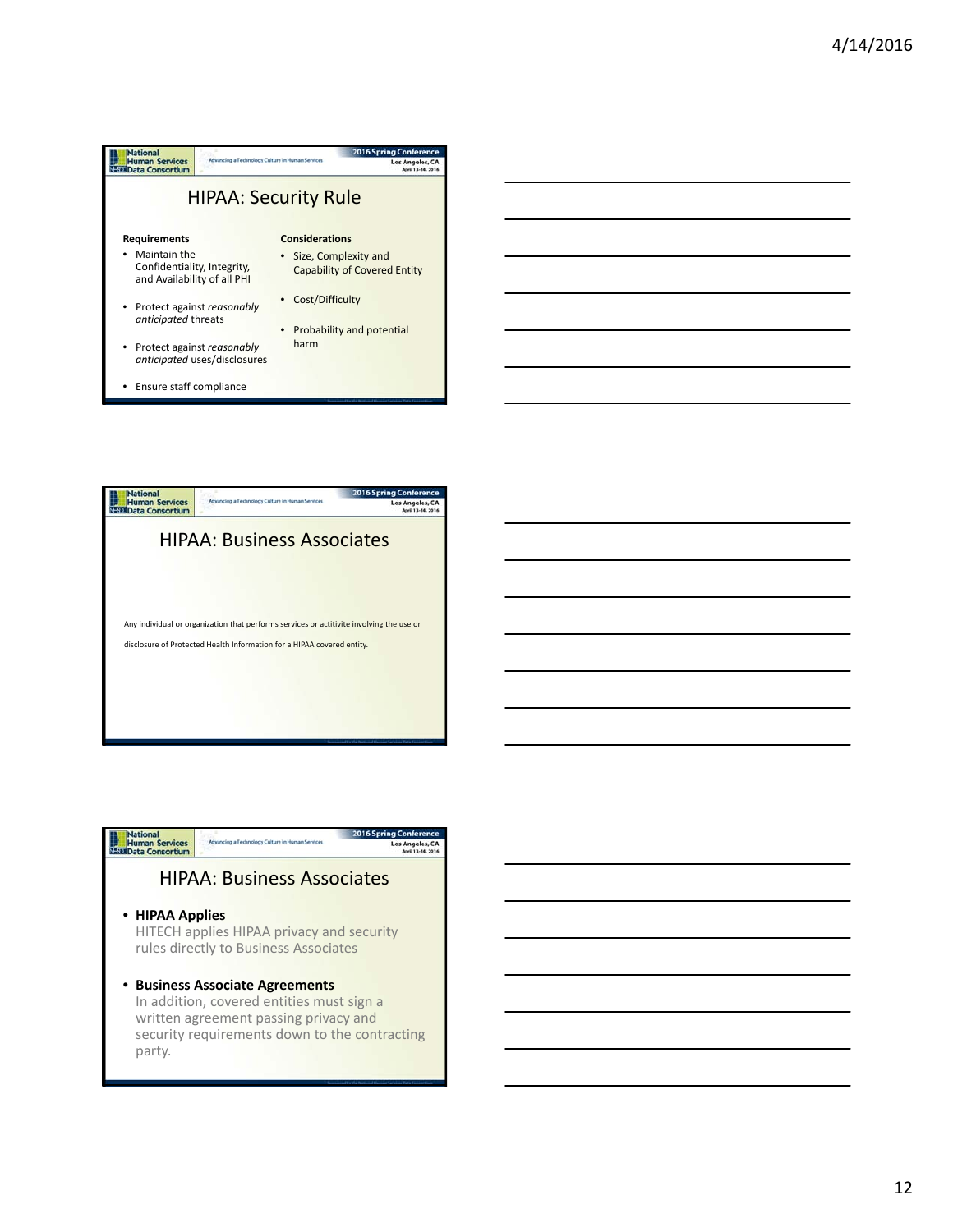## HIPAA: Security Rule

**Requirements**

- Maintain the Confidentiality, Integrity, and Availability of all PHI
- Protect against *reasonably anticipated* threats
- Protect against *reasonably anticipated* uses/disclosures
- Ensure staff compliance

**Considerations**

- Size, Complexity and Capability of Covered Entity
- Cost/Difficulty
- Probability and potential harm

## HIPAA: Business Associates

Any individual or organization that performs services or actitivite involving the use or disclosure of Protected Health Information for a HIPAA covered entity.

## HIPAA: Business Associates

- **HIPAA Applies**
  HITECH applies HIPAA privacy and security rules directly to Business Associates
- **Business Associate Agreements**
  In addition, covered entities must sign a written agreement passing privacy and security requirements down to the contracting party.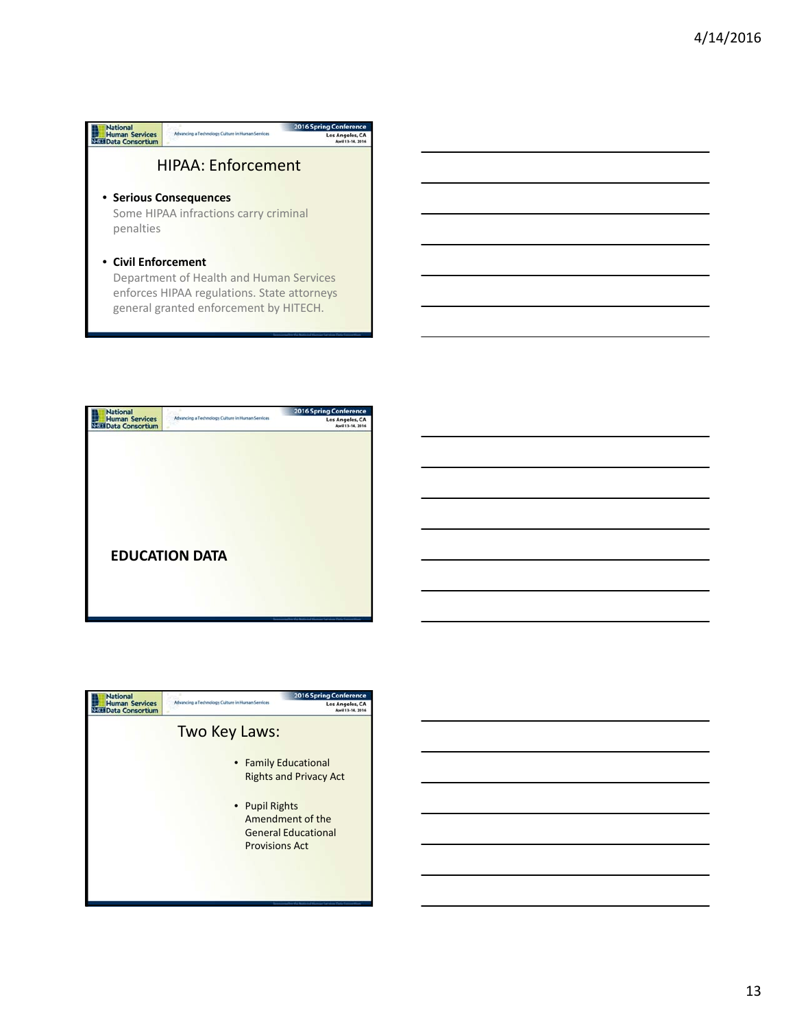## HIPAA: Enforcement

- **Serious Consequences**
  Some HIPAA infractions carry criminal penalties

- **Civil Enforcement**
  Department of Health and Human Services enforces HIPAA regulations. State attorneys general granted enforcement by HITECH.

## EDUCATION DATA

## Two Key Laws:

- Family Educational Rights and Privacy Act
- Pupil Rights Amendment of the General Educational Provisions Act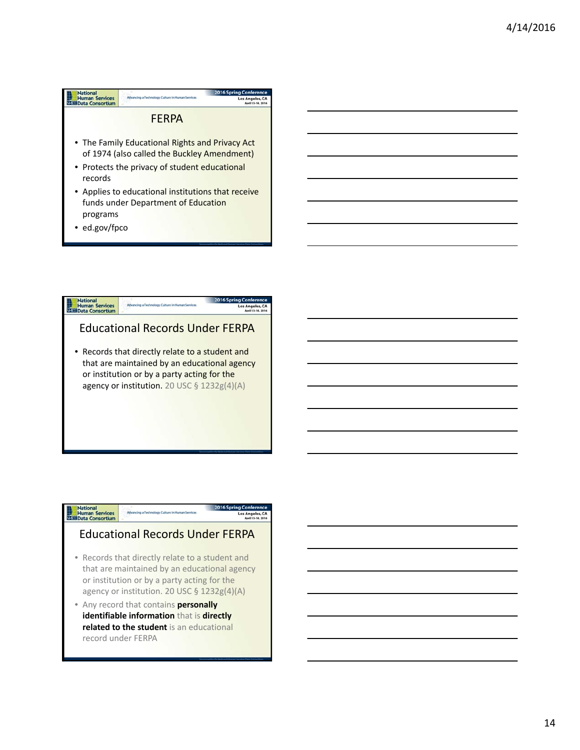## FERPA

- The Family Educational Rights and Privacy Act of 1974 (also called the Buckley Amendment)
- Protects the privacy of student educational records
- Applies to educational institutions that receive funds under Department of Education programs
- ed.gov/fpco

## Educational Records Under FERPA

- Records that directly relate to a student and that are maintained by an educational agency or institution or by a party acting for the agency or institution. 20 USC § 1232g(4)(A)

## Educational Records Under FERPA

- Records that directly relate to a student and that are maintained by an educational agency or institution or by a party acting for the agency or institution. 20 USC § 1232g(4)(A)
- Any record that contains **personally identifiable information** that is **directly related to the student** is an educational record under FERPA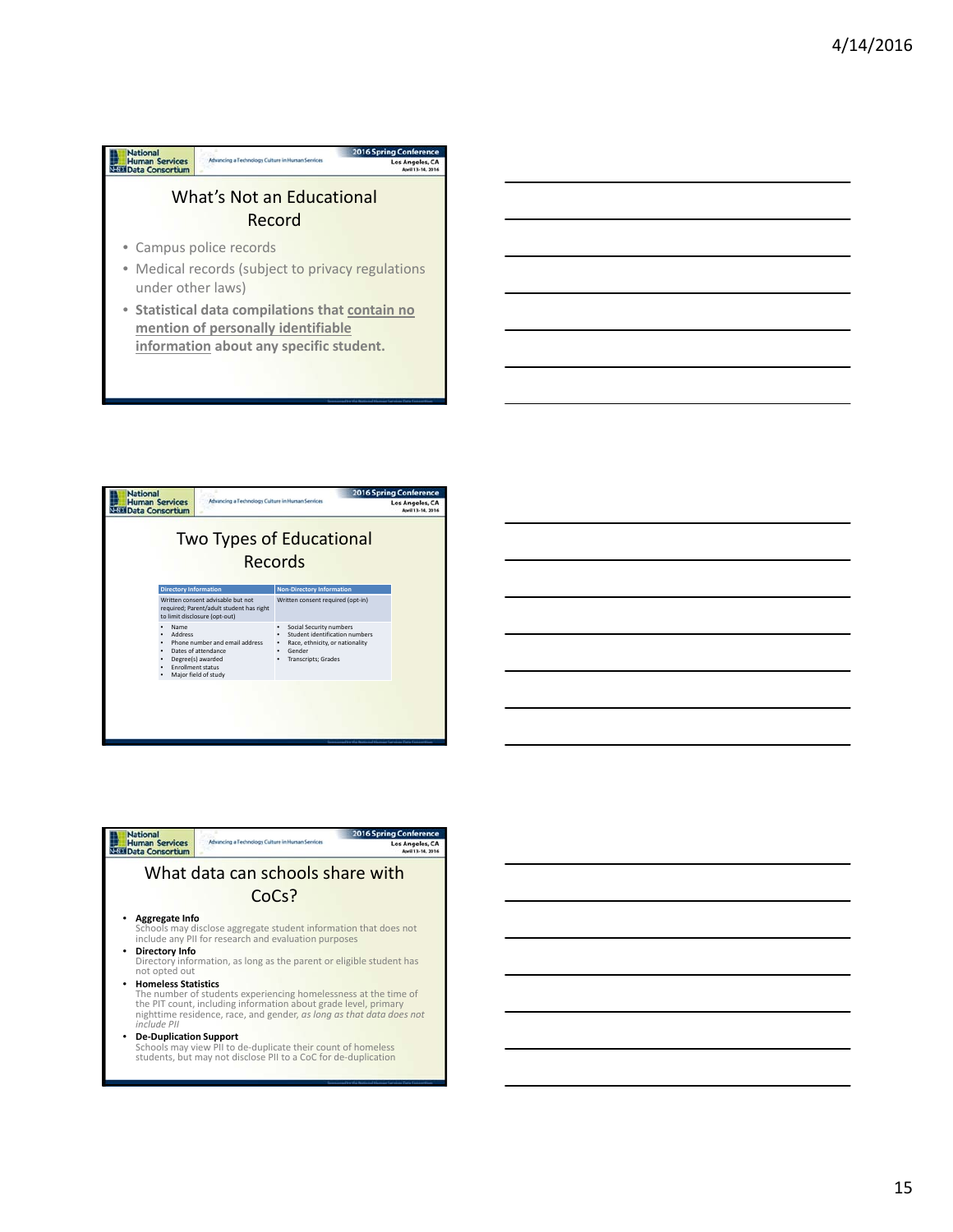## What's Not an Educational Record

- Campus police records
- Medical records (subject to privacy regulations under other laws)
- **Statistical data compilations that <u>contain no mention of personally identifiable information</u> about any specific student.**

## Two Types of Educational Records

| Directory Information | Non-Directory Information |
|---|---|
| Written consent advisable but not required; Parent/adult student has right to limit disclosure (opt-out) | Written consent required (opt-in) |
| • Name<br>• Address<br>• Phone number and email address<br>• Dates of attendance<br>• Degree(s) awarded<br>• Enrollment status<br>• Major field of study | • Social Security numbers<br>• Student identification numbers<br>• Race, ethnicity, or nationality<br>• Gender<br>• Transcripts; Grades |

## What data can schools share with CoCs?

- **Aggregate Info**
  Schools may disclose aggregate student information that does not include any PII for research and evaluation purposes
- **Directory Info**
  Directory information, as long as the parent or eligible student has not opted out
- **Homeless Statistics**
  The number of students experiencing homelessness at the time of the PIT count, including information about grade level, primary nighttime residence, race, and gender, *as long as that data does not include PII*
- **De-Duplication Support**
  Schools may view PII to de-duplicate their count of homeless students, but may not disclose PII to a CoC for de-duplication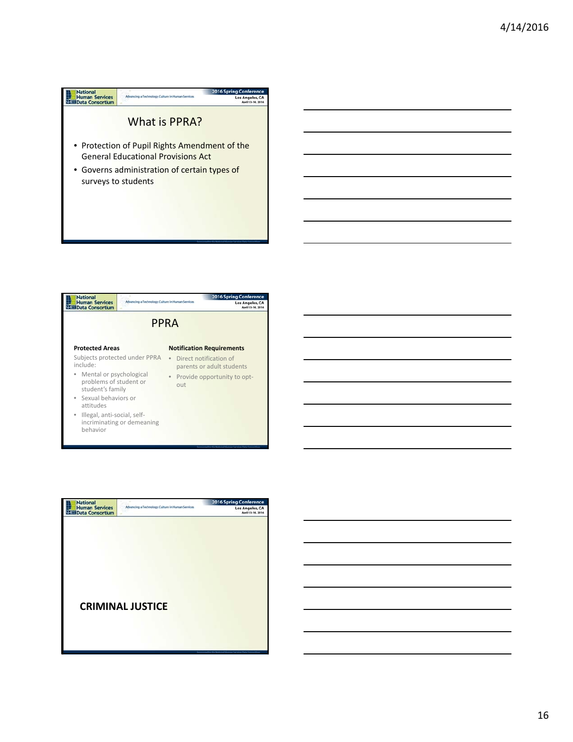## What is PPRA?

- Protection of Pupil Rights Amendment of the General Educational Provisions Act
- Governs administration of certain types of surveys to students

## PPRA

**Protected Areas**

Subjects protected under PPRA include:

- Mental or psychological problems of student or student's family
- Sexual behaviors or attitudes
- Illegal, anti-social, self-incriminating or demeaning behavior

**Notification Requirements**

- Direct notification of parents or adult students
- Provide opportunity to opt-out

## CRIMINAL JUSTICE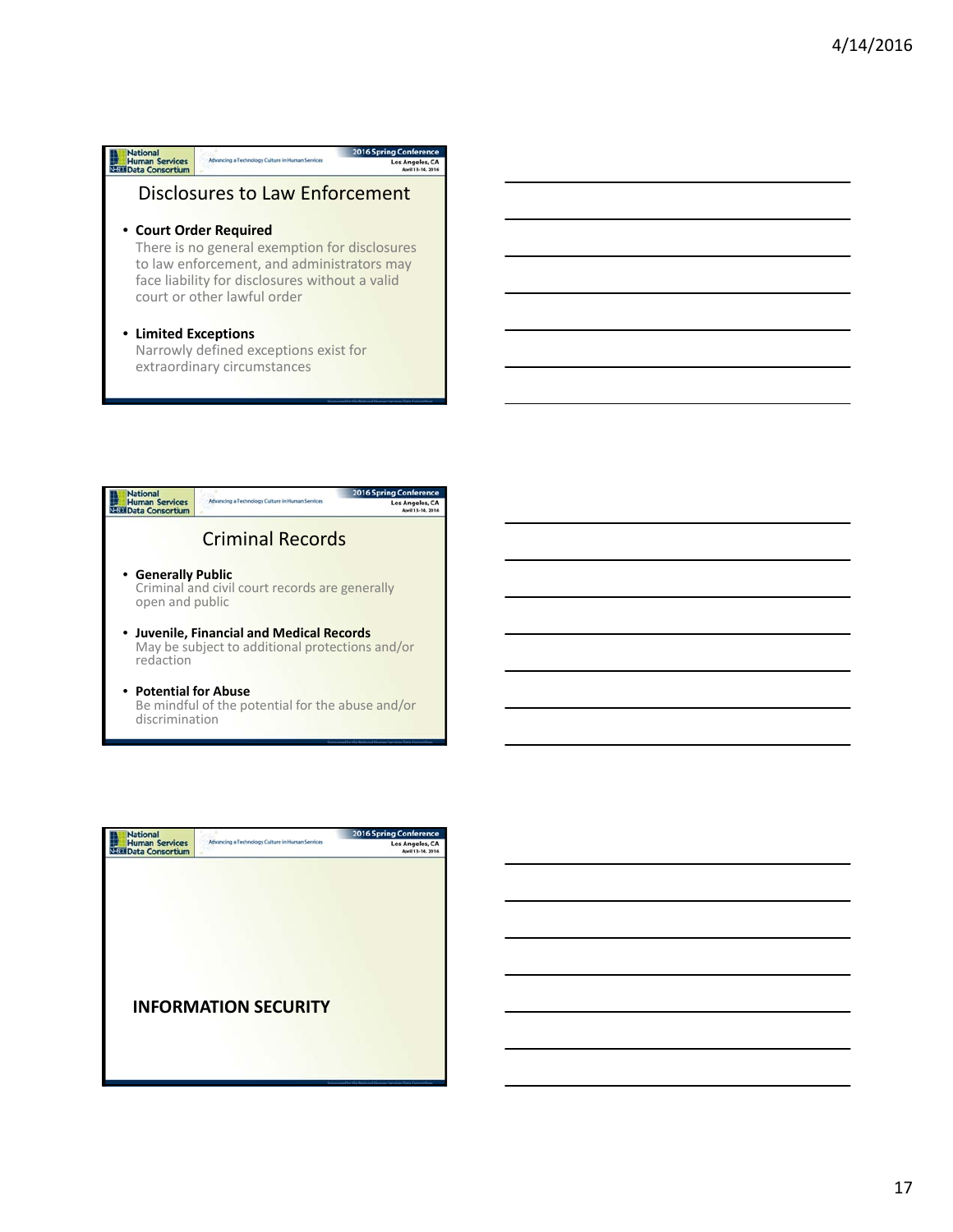## Disclosures to Law Enforcement

- **Court Order Required**
  There is no general exemption for disclosures to law enforcement, and administrators may face liability for disclosures without a valid court or other lawful order
- **Limited Exceptions**
  Narrowly defined exceptions exist for extraordinary circumstances

## Criminal Records

- **Generally Public**
  Criminal and civil court records are generally open and public
- **Juvenile, Financial and Medical Records**
  May be subject to additional protections and/or redaction
- **Potential for Abuse**
  Be mindful of the potential for the abuse and/or discrimination

## INFORMATION SECURITY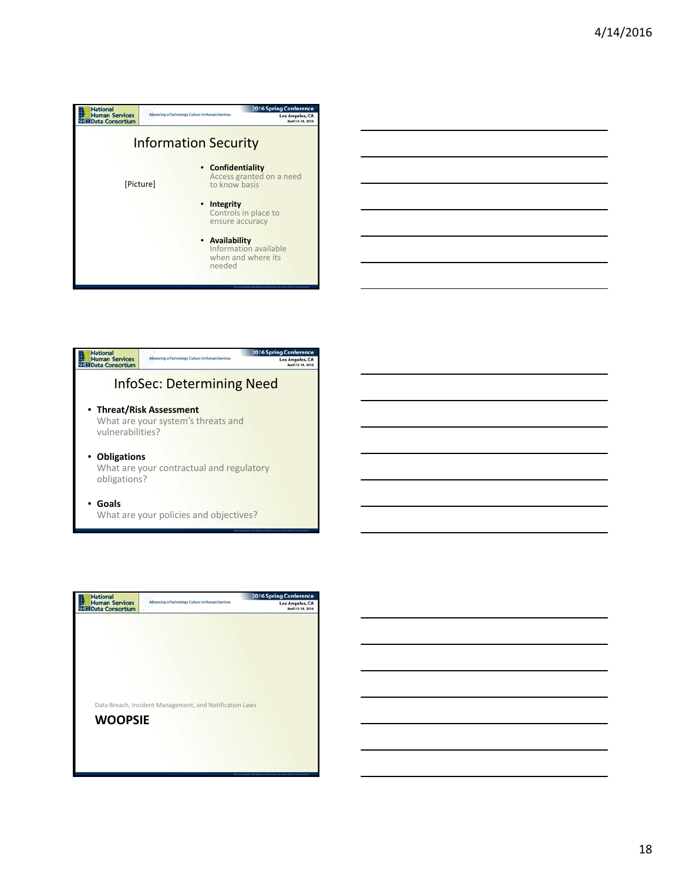## Information Security

[Picture]

- **Confidentiality**
  Access granted on a need to know basis
- **Integrity**
  Controls in place to ensure accuracy
- **Availability**
  Information available when and where its needed

## InfoSec: Determining Need

- **Threat/Risk Assessment**
  What are your system's threats and vulnerabilities?
- **Obligations**
  What are your contractual and regulatory obligations?
- **Goals**
  What are your policies and objectives?

Data Breach, Incident Management, and Notification Laws

**WOOPSIE**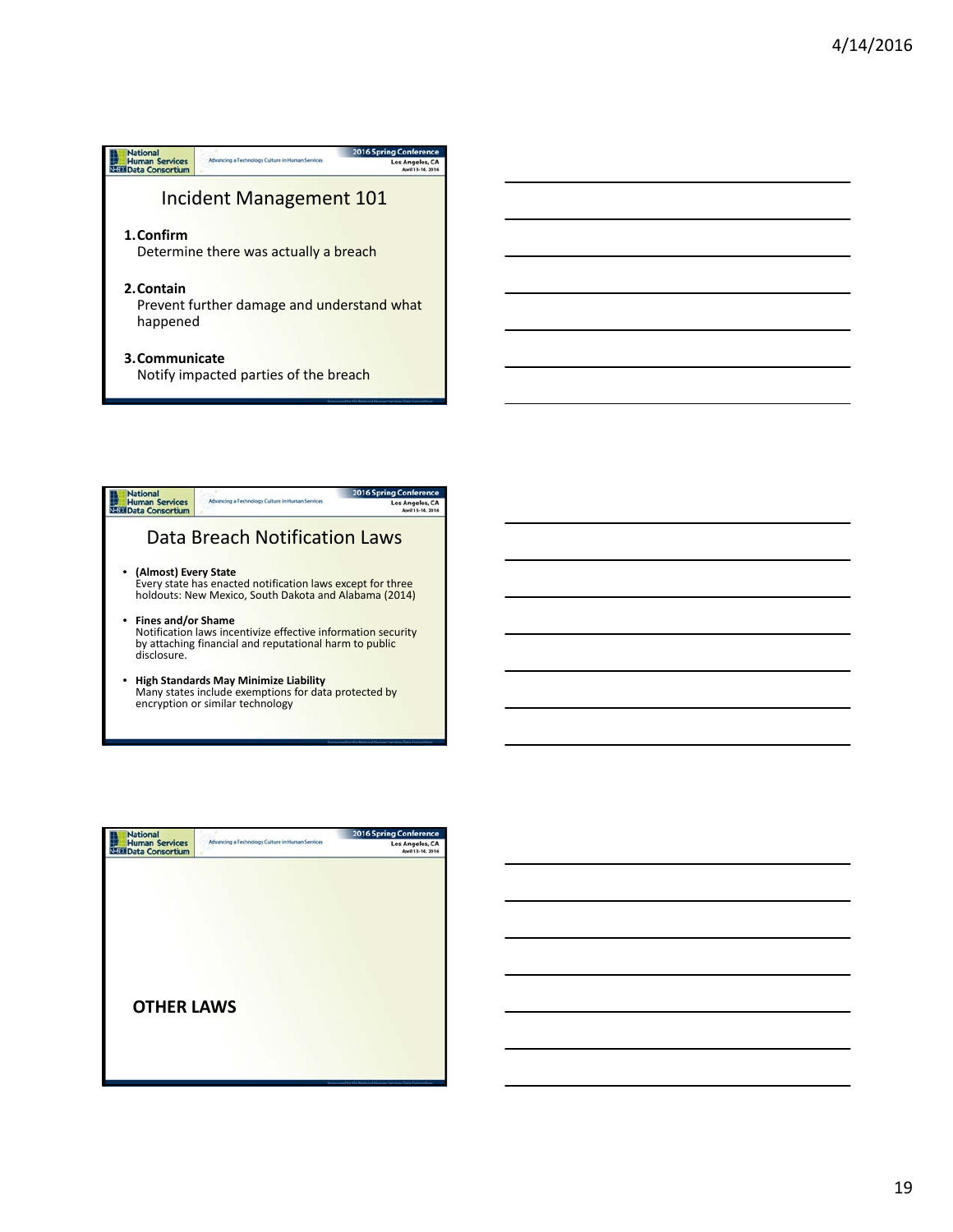## Incident Management 101

1. **Confirm**
   Determine there was actually a breach

2. **Contain**
   Prevent further damage and understand what happened

3. **Communicate**
   Notify impacted parties of the breach

## Data Breach Notification Laws

- **(Almost) Every State**
  Every state has enacted notification laws except for three holdouts: New Mexico, South Dakota and Alabama (2014)

- **Fines and/or Shame**
  Notification laws incentivize effective information security by attaching financial and reputational harm to public disclosure.

- **High Standards May Minimize Liability**
  Many states include exemptions for data protected by encryption or similar technology

## OTHER LAWS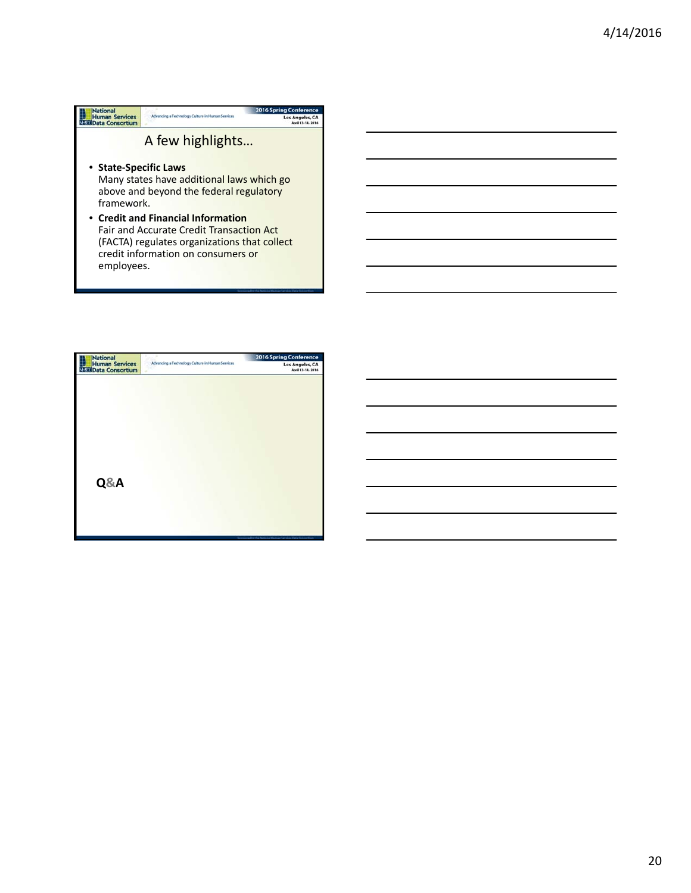## A few highlights…

- **State-Specific Laws**
  Many states have additional laws which go above and beyond the federal regulatory framework.
- **Credit and Financial Information**
  Fair and Accurate Credit Transaction Act (FACTA) regulates organizations that collect credit information on consumers or employees.

## Q&A